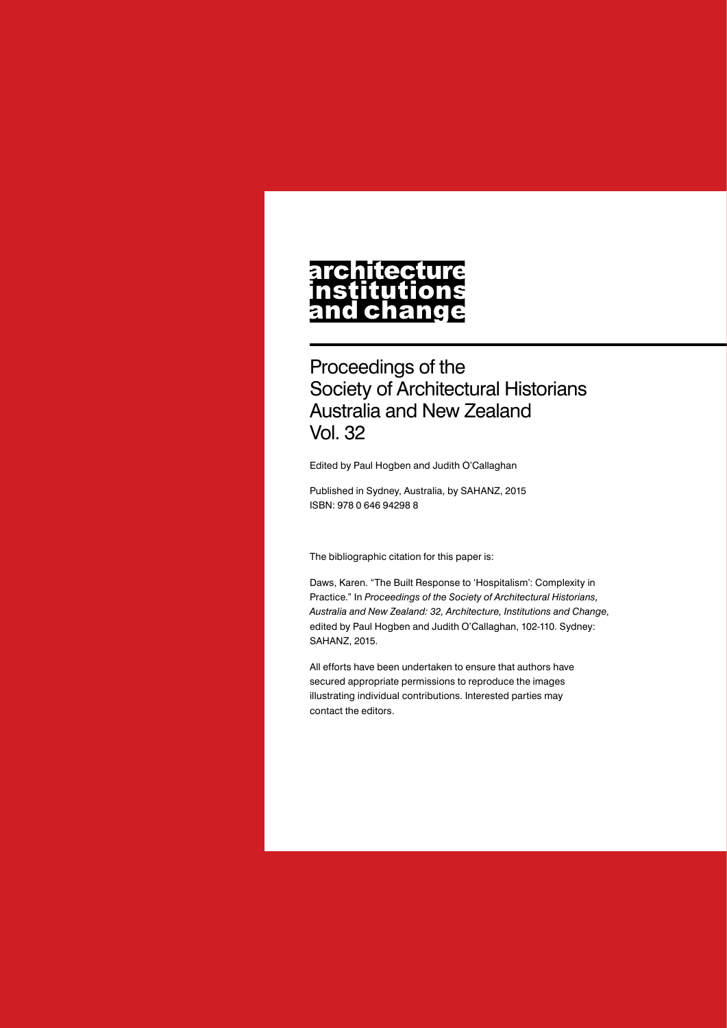# architecture institutions and change

## Proceedings of the Society of Architectural Historians Australia and New Zealand Vol. 32

Edited by Paul Hogben and Judith O'Callaghan

Published in Sydney, Australia, by SAHANZ, 2015
ISBN: 978 0 646 94298 8

The bibliographic citation for this paper is:

Daws, Karen. "The Built Response to 'Hospitalism': Complexity in Practice." In *Proceedings of the Society of Architectural Historians, Australia and New Zealand: 32, Architecture, Institutions and Change*, edited by Paul Hogben and Judith O'Callaghan, 102-110. Sydney: SAHANZ, 2015.

All efforts have been undertaken to ensure that authors have secured appropriate permissions to reproduce the images illustrating individual contributions. Interested parties may contact the editors.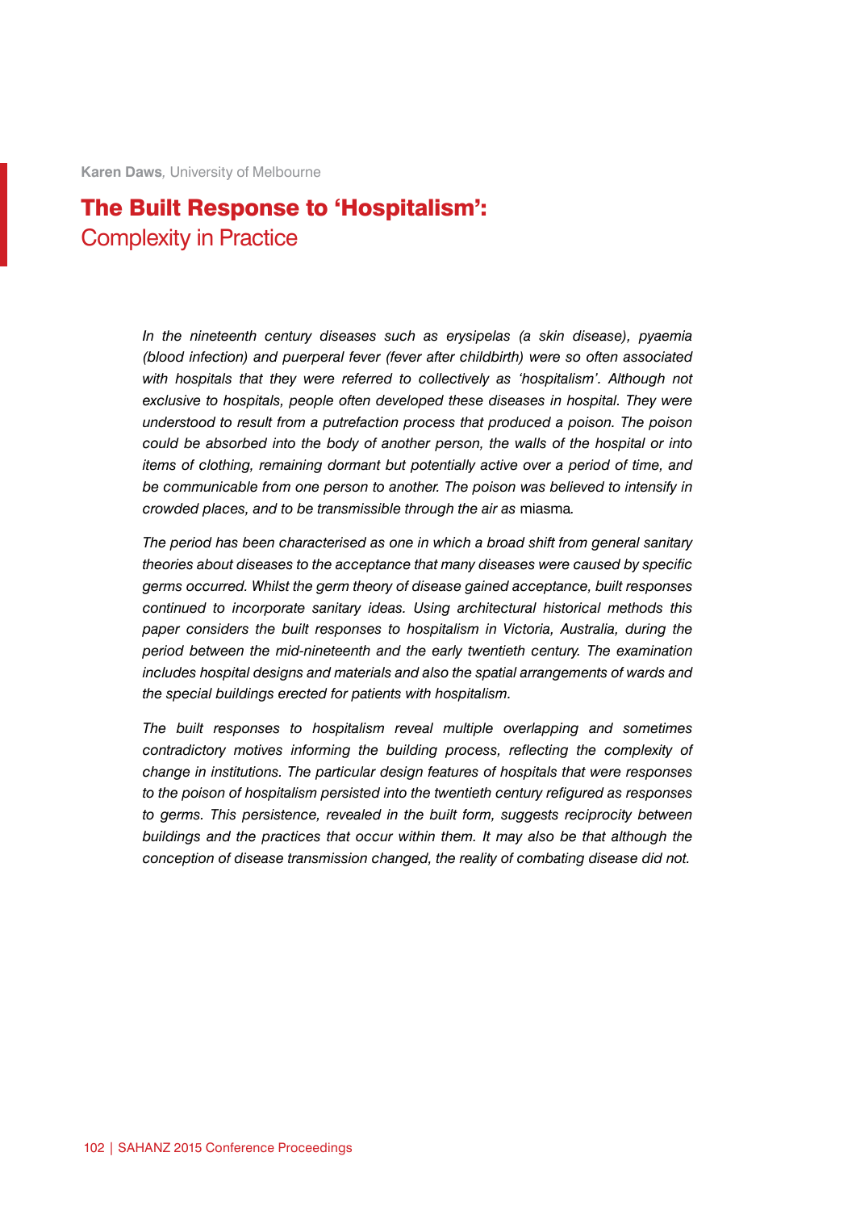**Karen Daws**, University of Melbourne

# The Built Response to 'Hospitalism': Complexity in Practice

*In the nineteenth century diseases such as erysipelas (a skin disease), pyaemia (blood infection) and puerperal fever (fever after childbirth) were so often associated with hospitals that they were referred to collectively as 'hospitalism'. Although not exclusive to hospitals, people often developed these diseases in hospital. They were understood to result from a putrefaction process that produced a poison. The poison could be absorbed into the body of another person, the walls of the hospital or into items of clothing, remaining dormant but potentially active over a period of time, and be communicable from one person to another. The poison was believed to intensify in crowded places, and to be transmissible through the air as* miasma*.*

*The period has been characterised as one in which a broad shift from general sanitary theories about diseases to the acceptance that many diseases were caused by specific germs occurred. Whilst the germ theory of disease gained acceptance, built responses continued to incorporate sanitary ideas. Using architectural historical methods this paper considers the built responses to hospitalism in Victoria, Australia, during the period between the mid-nineteenth and the early twentieth century. The examination includes hospital designs and materials and also the spatial arrangements of wards and the special buildings erected for patients with hospitalism.*

*The built responses to hospitalism reveal multiple overlapping and sometimes contradictory motives informing the building process, reflecting the complexity of change in institutions. The particular design features of hospitals that were responses to the poison of hospitalism persisted into the twentieth century refigured as responses to germs. This persistence, revealed in the built form, suggests reciprocity between buildings and the practices that occur within them. It may also be that although the conception of disease transmission changed, the reality of combating disease did not.*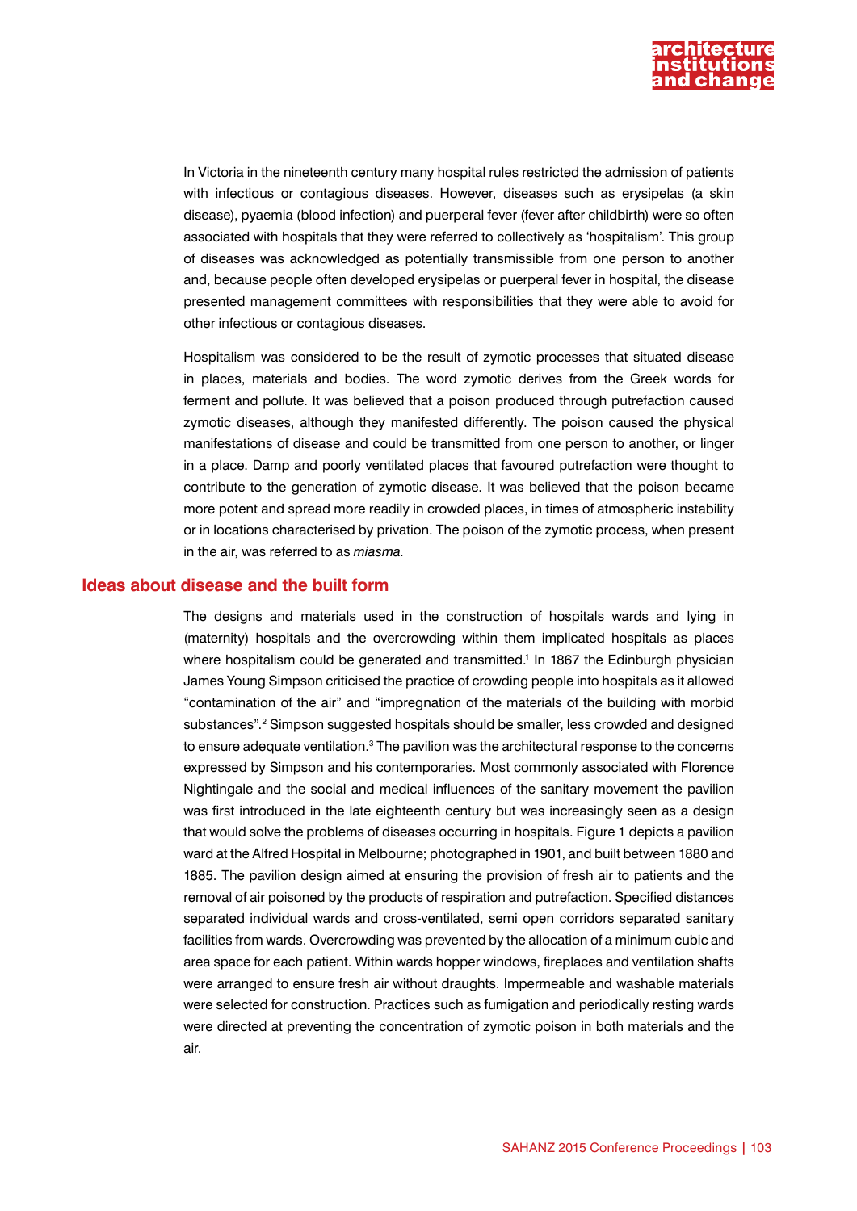In Victoria in the nineteenth century many hospital rules restricted the admission of patients with infectious or contagious diseases. However, diseases such as erysipelas (a skin disease), pyaemia (blood infection) and puerperal fever (fever after childbirth) were so often associated with hospitals that they were referred to collectively as 'hospitalism'. This group of diseases was acknowledged as potentially transmissible from one person to another and, because people often developed erysipelas or puerperal fever in hospital, the disease presented management committees with responsibilities that they were able to avoid for other infectious or contagious diseases.

Hospitalism was considered to be the result of zymotic processes that situated disease in places, materials and bodies. The word zymotic derives from the Greek words for ferment and pollute. It was believed that a poison produced through putrefaction caused zymotic diseases, although they manifested differently. The poison caused the physical manifestations of disease and could be transmitted from one person to another, or linger in a place. Damp and poorly ventilated places that favoured putrefaction were thought to contribute to the generation of zymotic disease. It was believed that the poison became more potent and spread more readily in crowded places, in times of atmospheric instability or in locations characterised by privation. The poison of the zymotic process, when present in the air, was referred to as *miasma.*

## Ideas about disease and the built form

The designs and materials used in the construction of hospitals wards and lying in (maternity) hospitals and the overcrowding within them implicated hospitals as places where hospitalism could be generated and transmitted.[1] In 1867 the Edinburgh physician James Young Simpson criticised the practice of crowding people into hospitals as it allowed "contamination of the air" and "impregnation of the materials of the building with morbid substances".[2] Simpson suggested hospitals should be smaller, less crowded and designed to ensure adequate ventilation.[3] The pavilion was the architectural response to the concerns expressed by Simpson and his contemporaries. Most commonly associated with Florence Nightingale and the social and medical influences of the sanitary movement the pavilion was first introduced in the late eighteenth century but was increasingly seen as a design that would solve the problems of diseases occurring in hospitals. Figure 1 depicts a pavilion ward at the Alfred Hospital in Melbourne; photographed in 1901, and built between 1880 and 1885. The pavilion design aimed at ensuring the provision of fresh air to patients and the removal of air poisoned by the products of respiration and putrefaction. Specified distances separated individual wards and cross-ventilated, semi open corridors separated sanitary facilities from wards. Overcrowding was prevented by the allocation of a minimum cubic and area space for each patient. Within wards hopper windows, fireplaces and ventilation shafts were arranged to ensure fresh air without draughts. Impermeable and washable materials were selected for construction. Practices such as fumigation and periodically resting wards were directed at preventing the concentration of zymotic poison in both materials and the air.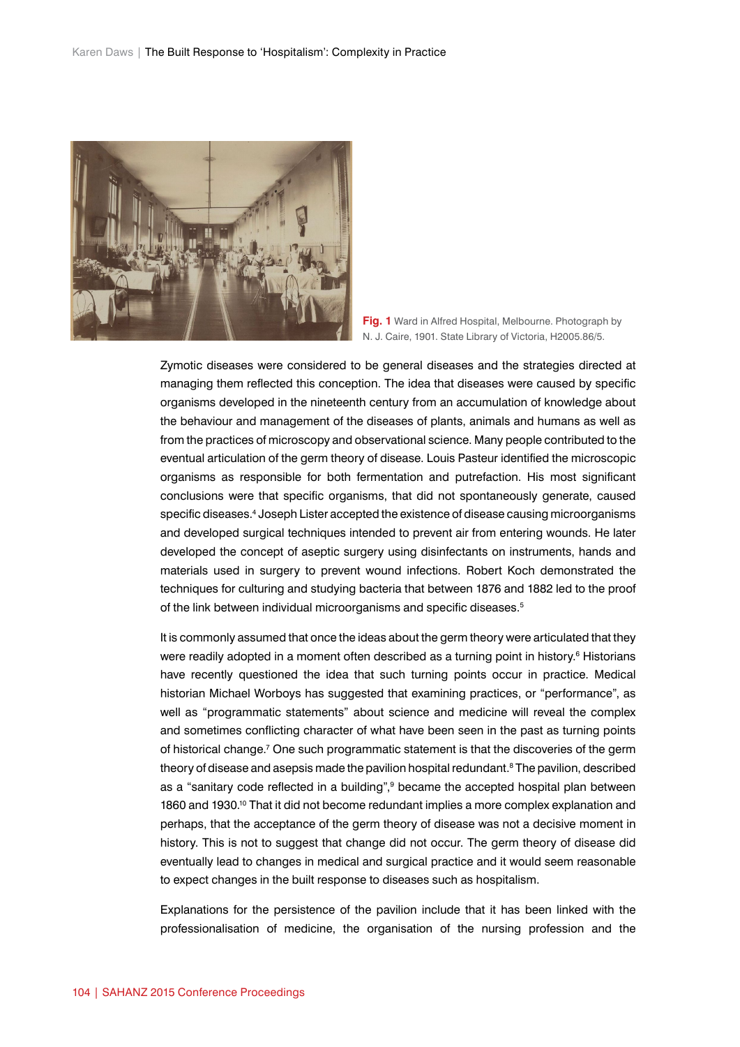**Fig. 1** Ward in Alfred Hospital, Melbourne. Photograph by N. J. Caire, 1901. State Library of Victoria, H2005.86/5.

Zymotic diseases were considered to be general diseases and the strategies directed at managing them reflected this conception. The idea that diseases were caused by specific organisms developed in the nineteenth century from an accumulation of knowledge about the behaviour and management of the diseases of plants, animals and humans as well as from the practices of microscopy and observational science. Many people contributed to the eventual articulation of the germ theory of disease. Louis Pasteur identified the microscopic organisms as responsible for both fermentation and putrefaction. His most significant conclusions were that specific organisms, that did not spontaneously generate, caused specific diseases.[4] Joseph Lister accepted the existence of disease causing microorganisms and developed surgical techniques intended to prevent air from entering wounds. He later developed the concept of aseptic surgery using disinfectants on instruments, hands and materials used in surgery to prevent wound infections. Robert Koch demonstrated the techniques for culturing and studying bacteria that between 1876 and 1882 led to the proof of the link between individual microorganisms and specific diseases.[5]

It is commonly assumed that once the ideas about the germ theory were articulated that they were readily adopted in a moment often described as a turning point in history.[6] Historians have recently questioned the idea that such turning points occur in practice. Medical historian Michael Worboys has suggested that examining practices, or "performance", as well as "programmatic statements" about science and medicine will reveal the complex and sometimes conflicting character of what have been seen in the past as turning points of historical change.[7] One such programmatic statement is that the discoveries of the germ theory of disease and asepsis made the pavilion hospital redundant.[8] The pavilion, described as a "sanitary code reflected in a building",[9] became the accepted hospital plan between 1860 and 1930.[10] That it did not become redundant implies a more complex explanation and perhaps, that the acceptance of the germ theory of disease was not a decisive moment in history. This is not to suggest that change did not occur. The germ theory of disease did eventually lead to changes in medical and surgical practice and it would seem reasonable to expect changes in the built response to diseases such as hospitalism.

Explanations for the persistence of the pavilion include that it has been linked with the professionalisation of medicine, the organisation of the nursing profession and the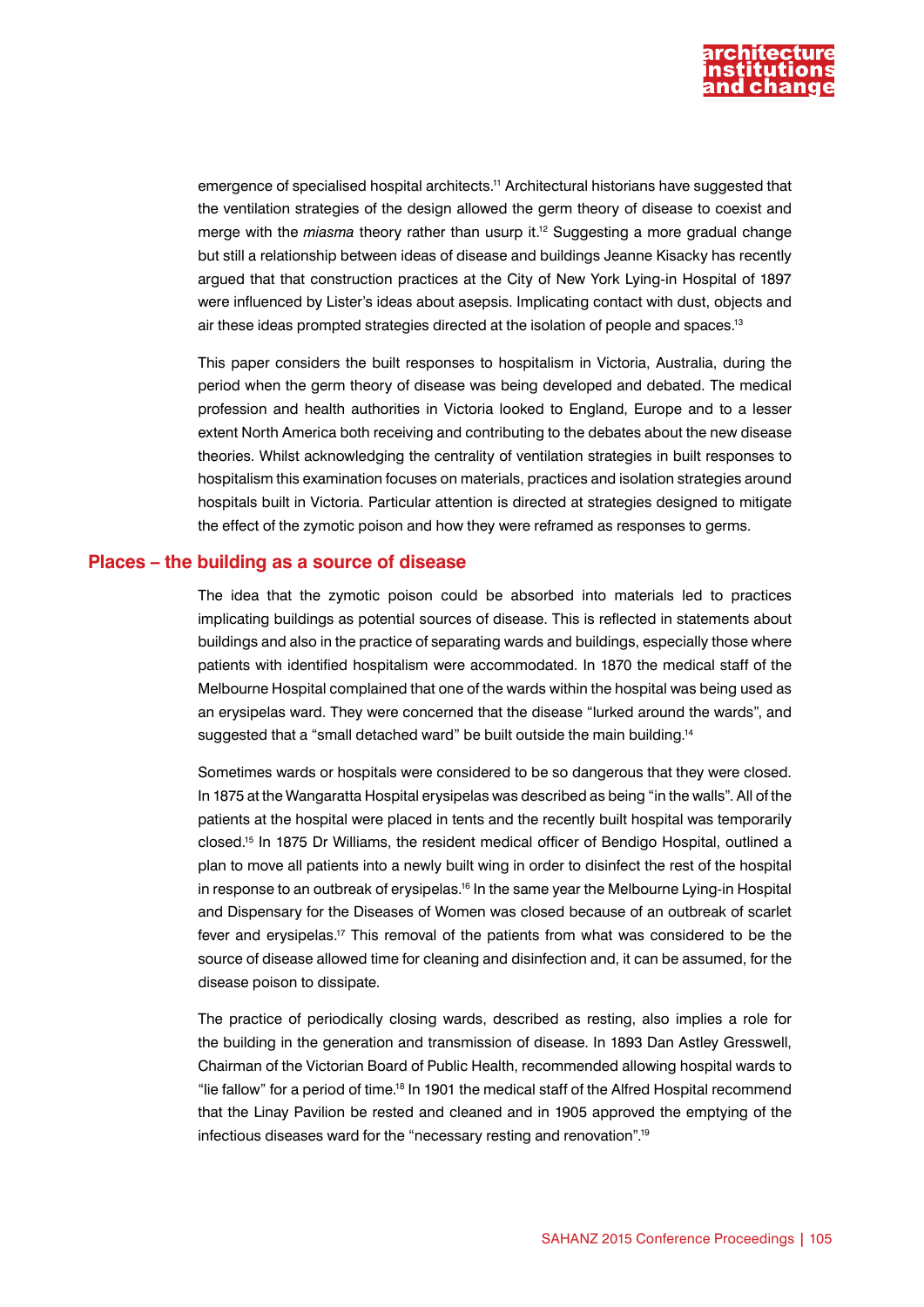emergence of specialised hospital architects.[11] Architectural historians have suggested that the ventilation strategies of the design allowed the germ theory of disease to coexist and merge with the *miasma* theory rather than usurp it.[12] Suggesting a more gradual change but still a relationship between ideas of disease and buildings Jeanne Kisacky has recently argued that that construction practices at the City of New York Lying-in Hospital of 1897 were influenced by Lister's ideas about asepsis. Implicating contact with dust, objects and air these ideas prompted strategies directed at the isolation of people and spaces.[13]

This paper considers the built responses to hospitalism in Victoria, Australia, during the period when the germ theory of disease was being developed and debated. The medical profession and health authorities in Victoria looked to England, Europe and to a lesser extent North America both receiving and contributing to the debates about the new disease theories. Whilst acknowledging the centrality of ventilation strategies in built responses to hospitalism this examination focuses on materials, practices and isolation strategies around hospitals built in Victoria. Particular attention is directed at strategies designed to mitigate the effect of the zymotic poison and how they were reframed as responses to germs.

## Places – the building as a source of disease

The idea that the zymotic poison could be absorbed into materials led to practices implicating buildings as potential sources of disease. This is reflected in statements about buildings and also in the practice of separating wards and buildings, especially those where patients with identified hospitalism were accommodated. In 1870 the medical staff of the Melbourne Hospital complained that one of the wards within the hospital was being used as an erysipelas ward. They were concerned that the disease "lurked around the wards", and suggested that a "small detached ward" be built outside the main building.[14]

Sometimes wards or hospitals were considered to be so dangerous that they were closed. In 1875 at the Wangaratta Hospital erysipelas was described as being "in the walls". All of the patients at the hospital were placed in tents and the recently built hospital was temporarily closed.[15] In 1875 Dr Williams, the resident medical officer of Bendigo Hospital, outlined a plan to move all patients into a newly built wing in order to disinfect the rest of the hospital in response to an outbreak of erysipelas.[16] In the same year the Melbourne Lying-in Hospital and Dispensary for the Diseases of Women was closed because of an outbreak of scarlet fever and erysipelas.[17] This removal of the patients from what was considered to be the source of disease allowed time for cleaning and disinfection and, it can be assumed, for the disease poison to dissipate.

The practice of periodically closing wards, described as resting, also implies a role for the building in the generation and transmission of disease. In 1893 Dan Astley Gresswell, Chairman of the Victorian Board of Public Health, recommended allowing hospital wards to "lie fallow" for a period of time.[18] In 1901 the medical staff of the Alfred Hospital recommend that the Linay Pavilion be rested and cleaned and in 1905 approved the emptying of the infectious diseases ward for the "necessary resting and renovation".[19]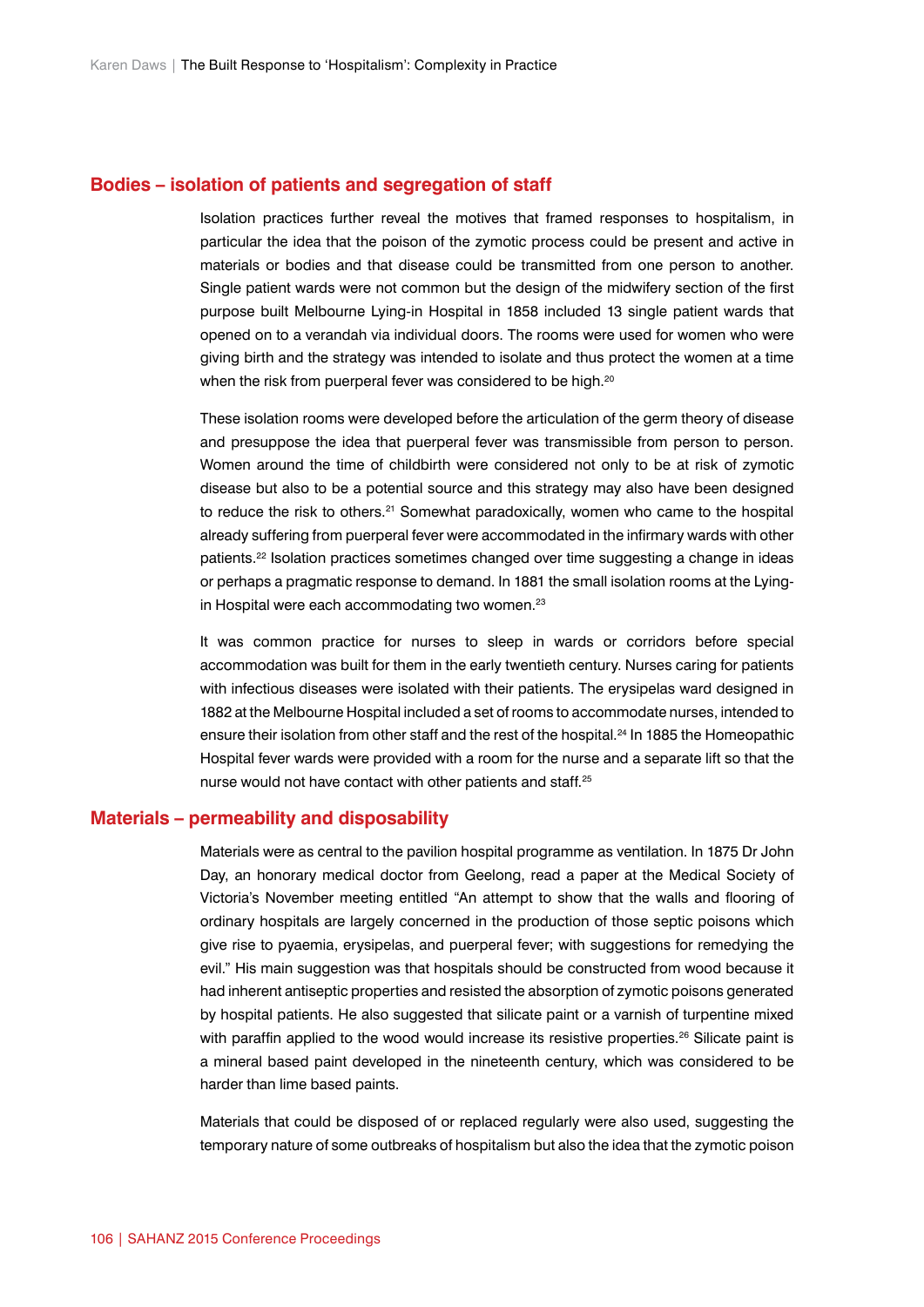## Bodies – isolation of patients and segregation of staff

Isolation practices further reveal the motives that framed responses to hospitalism, in particular the idea that the poison of the zymotic process could be present and active in materials or bodies and that disease could be transmitted from one person to another. Single patient wards were not common but the design of the midwifery section of the first purpose built Melbourne Lying-in Hospital in 1858 included 13 single patient wards that opened on to a verandah via individual doors. The rooms were used for women who were giving birth and the strategy was intended to isolate and thus protect the women at a time when the risk from puerperal fever was considered to be high.[20]

These isolation rooms were developed before the articulation of the germ theory of disease and presuppose the idea that puerperal fever was transmissible from person to person. Women around the time of childbirth were considered not only to be at risk of zymotic disease but also to be a potential source and this strategy may also have been designed to reduce the risk to others.[21] Somewhat paradoxically, women who came to the hospital already suffering from puerperal fever were accommodated in the infirmary wards with other patients.[22] Isolation practices sometimes changed over time suggesting a change in ideas or perhaps a pragmatic response to demand. In 1881 the small isolation rooms at the Lying-in Hospital were each accommodating two women.[23]

It was common practice for nurses to sleep in wards or corridors before special accommodation was built for them in the early twentieth century. Nurses caring for patients with infectious diseases were isolated with their patients. The erysipelas ward designed in 1882 at the Melbourne Hospital included a set of rooms to accommodate nurses, intended to ensure their isolation from other staff and the rest of the hospital.[24] In 1885 the Homeopathic Hospital fever wards were provided with a room for the nurse and a separate lift so that the nurse would not have contact with other patients and staff.[25]

## Materials – permeability and disposability

Materials were as central to the pavilion hospital programme as ventilation. In 1875 Dr John Day, an honorary medical doctor from Geelong, read a paper at the Medical Society of Victoria's November meeting entitled "An attempt to show that the walls and flooring of ordinary hospitals are largely concerned in the production of those septic poisons which give rise to pyaemia, erysipelas, and puerperal fever; with suggestions for remedying the evil." His main suggestion was that hospitals should be constructed from wood because it had inherent antiseptic properties and resisted the absorption of zymotic poisons generated by hospital patients. He also suggested that silicate paint or a varnish of turpentine mixed with paraffin applied to the wood would increase its resistive properties.[26] Silicate paint is a mineral based paint developed in the nineteenth century, which was considered to be harder than lime based paints.

Materials that could be disposed of or replaced regularly were also used, suggesting the temporary nature of some outbreaks of hospitalism but also the idea that the zymotic poison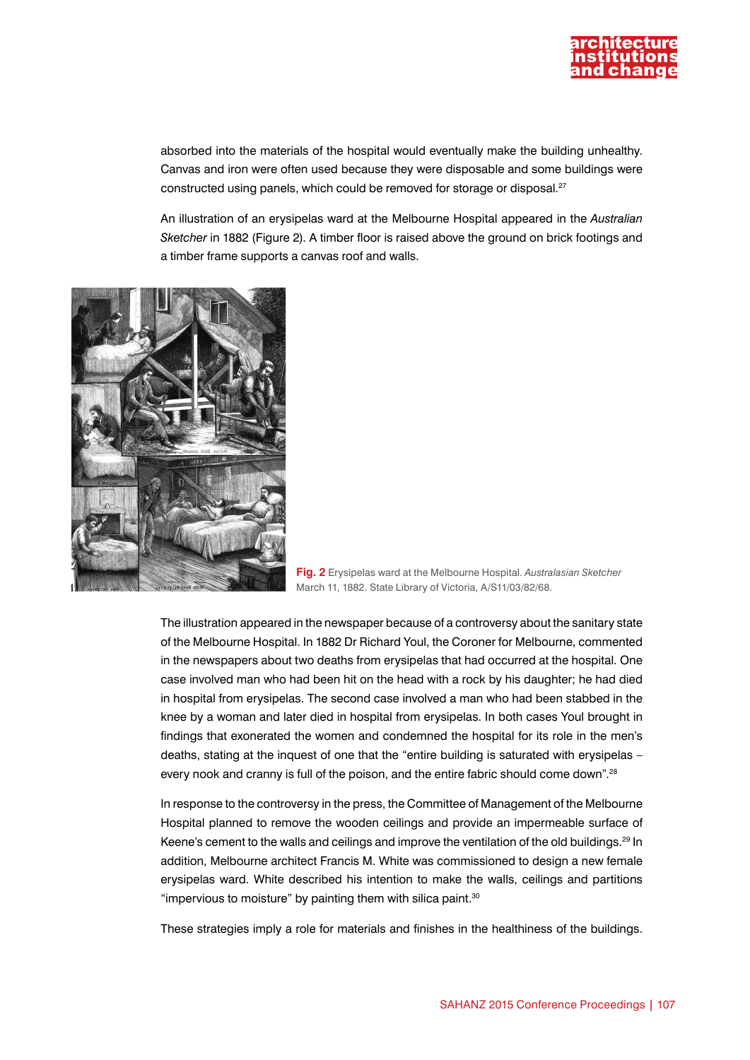absorbed into the materials of the hospital would eventually make the building unhealthy. Canvas and iron were often used because they were disposable and some buildings were constructed using panels, which could be removed for storage or disposal.[27]

An illustration of an erysipelas ward at the Melbourne Hospital appeared in the *Australian Sketcher* in 1882 (Figure 2). A timber floor is raised above the ground on brick footings and a timber frame supports a canvas roof and walls.

**Fig. 2** Erysipelas ward at the Melbourne Hospital. *Australasian Sketcher* March 11, 1882. State Library of Victoria, A/S11/03/82/68.

The illustration appeared in the newspaper because of a controversy about the sanitary state of the Melbourne Hospital. In 1882 Dr Richard Youl, the Coroner for Melbourne, commented in the newspapers about two deaths from erysipelas that had occurred at the hospital. One case involved man who had been hit on the head with a rock by his daughter; he had died in hospital from erysipelas. The second case involved a man who had been stabbed in the knee by a woman and later died in hospital from erysipelas. In both cases Youl brought in findings that exonerated the women and condemned the hospital for its role in the men's deaths, stating at the inquest of one that the "entire building is saturated with erysipelas – every nook and cranny is full of the poison, and the entire fabric should come down".[28]

In response to the controversy in the press, the Committee of Management of the Melbourne Hospital planned to remove the wooden ceilings and provide an impermeable surface of Keene's cement to the walls and ceilings and improve the ventilation of the old buildings.[29] In addition, Melbourne architect Francis M. White was commissioned to design a new female erysipelas ward. White described his intention to make the walls, ceilings and partitions "impervious to moisture" by painting them with silica paint.[30]

These strategies imply a role for materials and finishes in the healthiness of the buildings.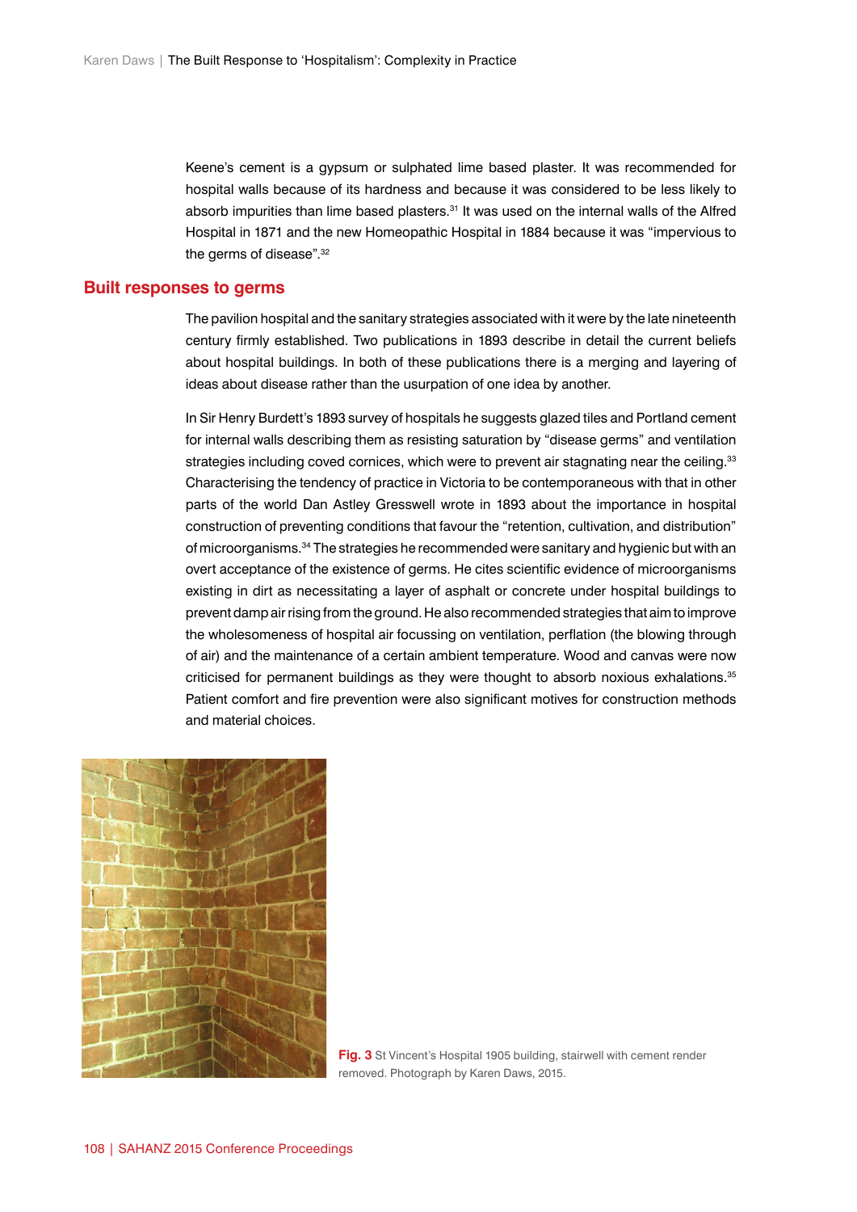Keene's cement is a gypsum or sulphated lime based plaster. It was recommended for hospital walls because of its hardness and because it was considered to be less likely to absorb impurities than lime based plasters.[31] It was used on the internal walls of the Alfred Hospital in 1871 and the new Homeopathic Hospital in 1884 because it was "impervious to the germs of disease".[32]

## Built responses to germs

The pavilion hospital and the sanitary strategies associated with it were by the late nineteenth century firmly established. Two publications in 1893 describe in detail the current beliefs about hospital buildings. In both of these publications there is a merging and layering of ideas about disease rather than the usurpation of one idea by another.

In Sir Henry Burdett's 1893 survey of hospitals he suggests glazed tiles and Portland cement for internal walls describing them as resisting saturation by "disease germs" and ventilation strategies including coved cornices, which were to prevent air stagnating near the ceiling.[33] Characterising the tendency of practice in Victoria to be contemporaneous with that in other parts of the world Dan Astley Gresswell wrote in 1893 about the importance in hospital construction of preventing conditions that favour the "retention, cultivation, and distribution" of microorganisms.[34] The strategies he recommended were sanitary and hygienic but with an overt acceptance of the existence of germs. He cites scientific evidence of microorganisms existing in dirt as necessitating a layer of asphalt or concrete under hospital buildings to prevent damp air rising from the ground. He also recommended strategies that aim to improve the wholesomeness of hospital air focussing on ventilation, perflation (the blowing through of air) and the maintenance of a certain ambient temperature. Wood and canvas were now criticised for permanent buildings as they were thought to absorb noxious exhalations.[35] Patient comfort and fire prevention were also significant motives for construction methods and material choices.

**Fig. 3** St Vincent's Hospital 1905 building, stairwell with cement render removed. Photograph by Karen Daws, 2015.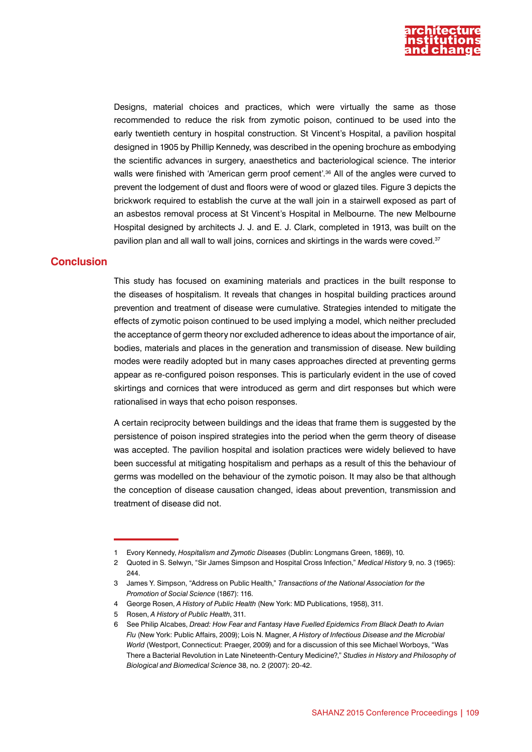Designs, material choices and practices, which were virtually the same as those recommended to reduce the risk from zymotic poison, continued to be used into the early twentieth century in hospital construction. St Vincent's Hospital, a pavilion hospital designed in 1905 by Phillip Kennedy, was described in the opening brochure as embodying the scientific advances in surgery, anaesthetics and bacteriological science. The interior walls were finished with 'American germ proof cement'.[36] All of the angles were curved to prevent the lodgement of dust and floors were of wood or glazed tiles. Figure 3 depicts the brickwork required to establish the curve at the wall join in a stairwell exposed as part of an asbestos removal process at St Vincent's Hospital in Melbourne. The new Melbourne Hospital designed by architects J. J. and E. J. Clark, completed in 1913, was built on the pavilion plan and all wall to wall joins, cornices and skirtings in the wards were coved.[37]

## Conclusion

This study has focused on examining materials and practices in the built response to the diseases of hospitalism. It reveals that changes in hospital building practices around prevention and treatment of disease were cumulative. Strategies intended to mitigate the effects of zymotic poison continued to be used implying a model, which neither precluded the acceptance of germ theory nor excluded adherence to ideas about the importance of air, bodies, materials and places in the generation and transmission of disease. New building modes were readily adopted but in many cases approaches directed at preventing germs appear as re-configured poison responses. This is particularly evident in the use of coved skirtings and cornices that were introduced as germ and dirt responses but which were rationalised in ways that echo poison responses.

A certain reciprocity between buildings and the ideas that frame them is suggested by the persistence of poison inspired strategies into the period when the germ theory of disease was accepted. The pavilion hospital and isolation practices were widely believed to have been successful at mitigating hospitalism and perhaps as a result of this the behaviour of germs was modelled on the behaviour of the zymotic poison. It may also be that although the conception of disease causation changed, ideas about prevention, transmission and treatment of disease did not.

---

1 Evory Kennedy, *Hospitalism and Zymotic Diseases* (Dublin: Longmans Green, 1869), 10.

2 Quoted in S. Selwyn, "Sir James Simpson and Hospital Cross Infection," *Medical History* 9, no. 3 (1965): 244.

3 James Y. Simpson, "Address on Public Health," *Transactions of the National Association for the Promotion of Social Science* (1867): 116.

4 George Rosen, *A History of Public Health* (New York: MD Publications, 1958), 311.

5 Rosen, *A History of Public Health*, 311.

6 See Philip Alcabes, *Dread: How Fear and Fantasy Have Fuelled Epidemics From Black Death to Avian Flu* (New York: Public Affairs, 2009); Lois N. Magner, *A History of Infectious Disease and the Microbial World* (Westport, Connecticut: Praeger, 2009) and for a discussion of this see Michael Worboys, "Was There a Bacterial Revolution in Late Nineteenth-Century Medicine?," *Studies in History and Philosophy of Biological and Biomedical Science* 38, no. 2 (2007): 20-42.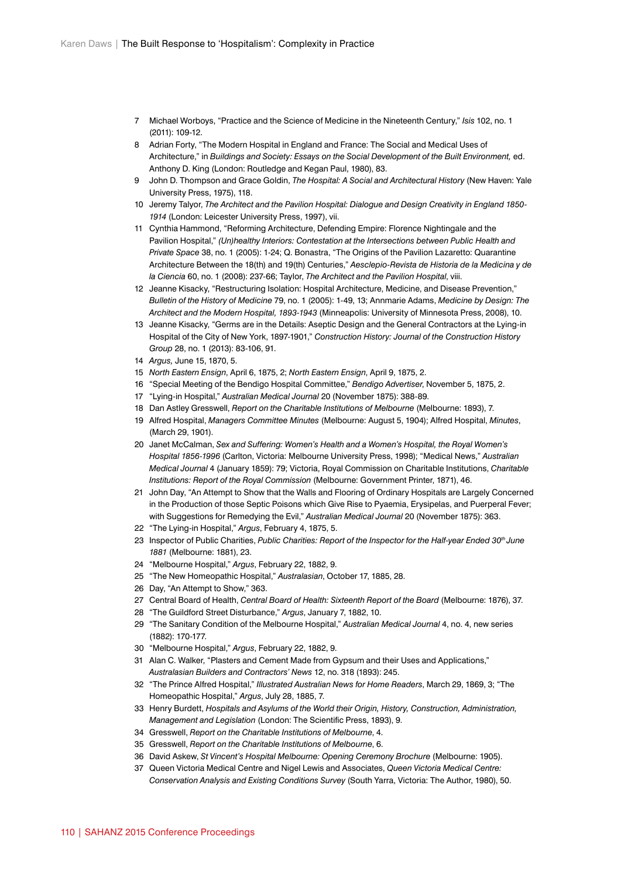7 Michael Worboys, "Practice and the Science of Medicine in the Nineteenth Century," *Isis* 102, no. 1 (2011): 109-12.

8 Adrian Forty, "The Modern Hospital in England and France: The Social and Medical Uses of Architecture," in *Buildings and Society: Essays on the Social Development of the Built Environment,* ed. Anthony D. King (London: Routledge and Kegan Paul, 1980), 83.

9 John D. Thompson and Grace Goldin, *The Hospital: A Social and Architectural History* (New Haven: Yale University Press, 1975), 118.

10 Jeremy Talyor, *The Architect and the Pavilion Hospital: Dialogue and Design Creativity in England 1850-1914* (London: Leicester University Press, 1997), vii.

11 Cynthia Hammond, "Reforming Architecture, Defending Empire: Florence Nightingale and the Pavilion Hospital," *(Un)healthy Interiors: Contestation at the Intersections between Public Health and Private Space* 38, no. 1 (2005): 1-24; Q. Bonastra, "The Origins of the Pavilion Lazaretto: Quarantine Architecture Between the 18(th) and 19(th) Centuries," *Aesclepio-Revista de Historia de la Medicina y de la Ciencia* 60, no. 1 (2008): 237-66; Taylor, *The Architect and the Pavilion Hospital*, viii.

12 Jeanne Kisacky, "Restructuring Isolation: Hospital Architecture, Medicine, and Disease Prevention," *Bulletin of the History of Medicine* 79, no. 1 (2005): 1-49, 13; Annmarie Adams, *Medicine by Design: The Architect and the Modern Hospital, 1893-1943* (Minneapolis: University of Minnesota Press, 2008), 10.

13 Jeanne Kisacky, "Germs are in the Details: Aseptic Design and the General Contractors at the Lying-in Hospital of the City of New York, 1897-1901," *Construction History: Journal of the Construction History Group* 28, no. 1 (2013): 83-106, 91.

14 *Argus,* June 15, 1870, 5.

15 *North Eastern Ensign*, April 6, 1875, 2; *North Eastern Ensign*, April 9, 1875, 2.

16 "Special Meeting of the Bendigo Hospital Committee," *Bendigo Advertiser*, November 5, 1875, 2.

17 "Lying-in Hospital," *Australian Medical Journal* 20 (November 1875): 388-89.

18 Dan Astley Gresswell, *Report on the Charitable Institutions of Melbourne* (Melbourne: 1893), 7.

19 Alfred Hospital, *Managers Committee Minutes* (Melbourne: August 5, 1904); Alfred Hospital, *Minutes*, (March 29, 1901).

20 Janet McCalman, *Sex and Suffering: Women's Health and a Women's Hospital, the Royal Women's Hospital 1856-1996* (Carlton, Victoria: Melbourne University Press, 1998); "Medical News," *Australian Medical Journal* 4 (January 1859): 79; Victoria, Royal Commission on Charitable Institutions, *Charitable Institutions: Report of the Royal Commission* (Melbourne: Government Printer, 1871), 46.

21 John Day, "An Attempt to Show that the Walls and Flooring of Ordinary Hospitals are Largely Concerned in the Production of those Septic Poisons which Give Rise to Pyaemia, Erysipelas, and Puerperal Fever; with Suggestions for Remedying the Evil," *Australian Medical Journal* 20 (November 1875): 363.

22 "The Lying-in Hospital," *Argus*, February 4, 1875, 5.

23 Inspector of Public Charities, *Public Charities: Report of the Inspector for the Half-year Ended 30th June 1881* (Melbourne: 1881), 23.

24 "Melbourne Hospital," *Argus*, February 22, 1882, 9.

25 "The New Homeopathic Hospital," *Australasian*, October 17, 1885, 28.

26 Day, "An Attempt to Show," 363.

27 Central Board of Health, *Central Board of Health: Sixteenth Report of the Board* (Melbourne: 1876), 37.

28 "The Guildford Street Disturbance," *Argus*, January 7, 1882, 10.

29 "The Sanitary Condition of the Melbourne Hospital," *Australian Medical Journal* 4, no. 4, new series (1882): 170-177.

30 "Melbourne Hospital," *Argus*, February 22, 1882, 9.

31 Alan C. Walker, "Plasters and Cement Made from Gypsum and their Uses and Applications," *Australasian Builders and Contractors' News* 12, no. 318 (1893): 245.

32 "The Prince Alfred Hospital," *Illustrated Australian News for Home Readers*, March 29, 1869, 3; "The Homeopathic Hospital," *Argus*, July 28, 1885, 7.

33 Henry Burdett, *Hospitals and Asylums of the World their Origin, History, Construction, Administration, Management and Legislation* (London: The Scientific Press, 1893), 9.

34 Gresswell, *Report on the Charitable Institutions of Melbourne*, 4.

35 Gresswell, *Report on the Charitable Institutions of Melbourne*, 6.

36 David Askew, *St Vincent's Hospital Melbourne: Opening Ceremony Brochure* (Melbourne: 1905).

37 Queen Victoria Medical Centre and Nigel Lewis and Associates, *Queen Victoria Medical Centre: Conservation Analysis and Existing Conditions Survey* (South Yarra, Victoria: The Author, 1980), 50.